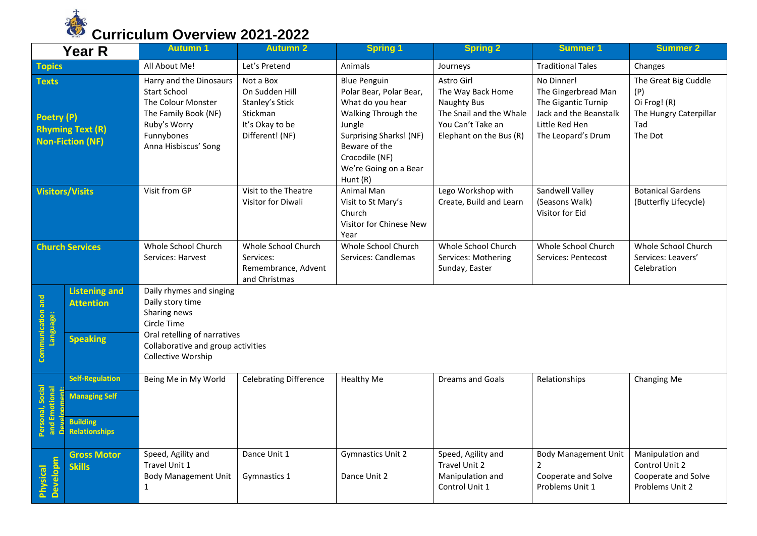# Curriculum Overview 2021-2022

| Year R | | Autumn 1 | Autumn 2 | Spring 1 | Spring 2 | Summer 1 | Summer 2 |
|---|---|---|---|---|---|---|---|
| **Topics** | | All About Me! | Let's Pretend | Animals | Journeys | Traditional Tales | Changes |
| **Texts**<br><br>**Poetry (P)**<br>**Rhyming Text (R)**<br>**Non-Fiction (NF)** | | Harry and the Dinosaurs Start School<br>The Colour Monster<br>The Family Book (NF)<br>Ruby's Worry<br>Funnybones<br>Anna Hisbiscus' Song | Not a Box<br>On Sudden Hill<br>Stanley's Stick<br>Stickman<br>It's Okay to be Different! (NF) | Blue Penguin<br>Polar Bear, Polar Bear, What do you hear<br>Walking Through the Jungle<br>Surprising Sharks! (NF)<br>Beware of the Crocodile (NF)<br>We're Going on a Bear Hunt (R) | Astro Girl<br>The Way Back Home<br>Naughty Bus<br>The Snail and the Whale<br>You Can't Take an Elephant on the Bus (R) | No Dinner!<br>The Gingerbread Man<br>The Gigantic Turnip<br>Jack and the Beanstalk<br>Little Red Hen<br>The Leopard's Drum | The Great Big Cuddle (P)<br>Oi Frog! (R)<br>The Hungry Caterpillar<br>Tad<br>The Dot |
| **Visitors/Visits** | | Visit from GP | Visit to the Theatre<br>Visitor for Diwali | Animal Man<br>Visit to St Mary's Church<br>Visitor for Chinese New Year | Lego Workshop with Create, Build and Learn | Sandwell Valley (Seasons Walk)<br>Visitor for Eid | Botanical Gardens (Butterfly Lifecycle) |
| **Church Services** | | Whole School Church Services: Harvest | Whole School Church Services: Remembrance, Advent and Christmas | Whole School Church Services: Candlemas | Whole School Church Services: Mothering Sunday, Easter | Whole School Church Services: Pentecost | Whole School Church Services: Leavers' Celebration |
| **Communication and Language:** | **Listening and Attention**<br><br>**Speaking** | Daily rhymes and singing<br>Daily story time<br>Sharing news<br>Circle Time<br>Oral retelling of narratives<br>Collaborative and group activities<br>Collective Worship | | | | | |
| **Personal, Social and Emotional Development:** | **Self-Regulation**<br>**Managing Self**<br>**Building Relationships** | Being Me in My World | Celebrating Difference | Healthy Me | Dreams and Goals | Relationships | Changing Me |
| **Physical Developm** | **Gross Motor Skills** | Speed, Agility and Travel Unit 1<br>Body Management Unit 1 | Dance Unit 1<br><br>Gymnastics 1 | Gymnastics Unit 2<br><br>Dance Unit 2 | Speed, Agility and Travel Unit 2<br>Manipulation and Control Unit 1 | Body Management Unit 2<br>Cooperate and Solve Problems Unit 1 | Manipulation and Control Unit 2<br>Cooperate and Solve Problems Unit 2 |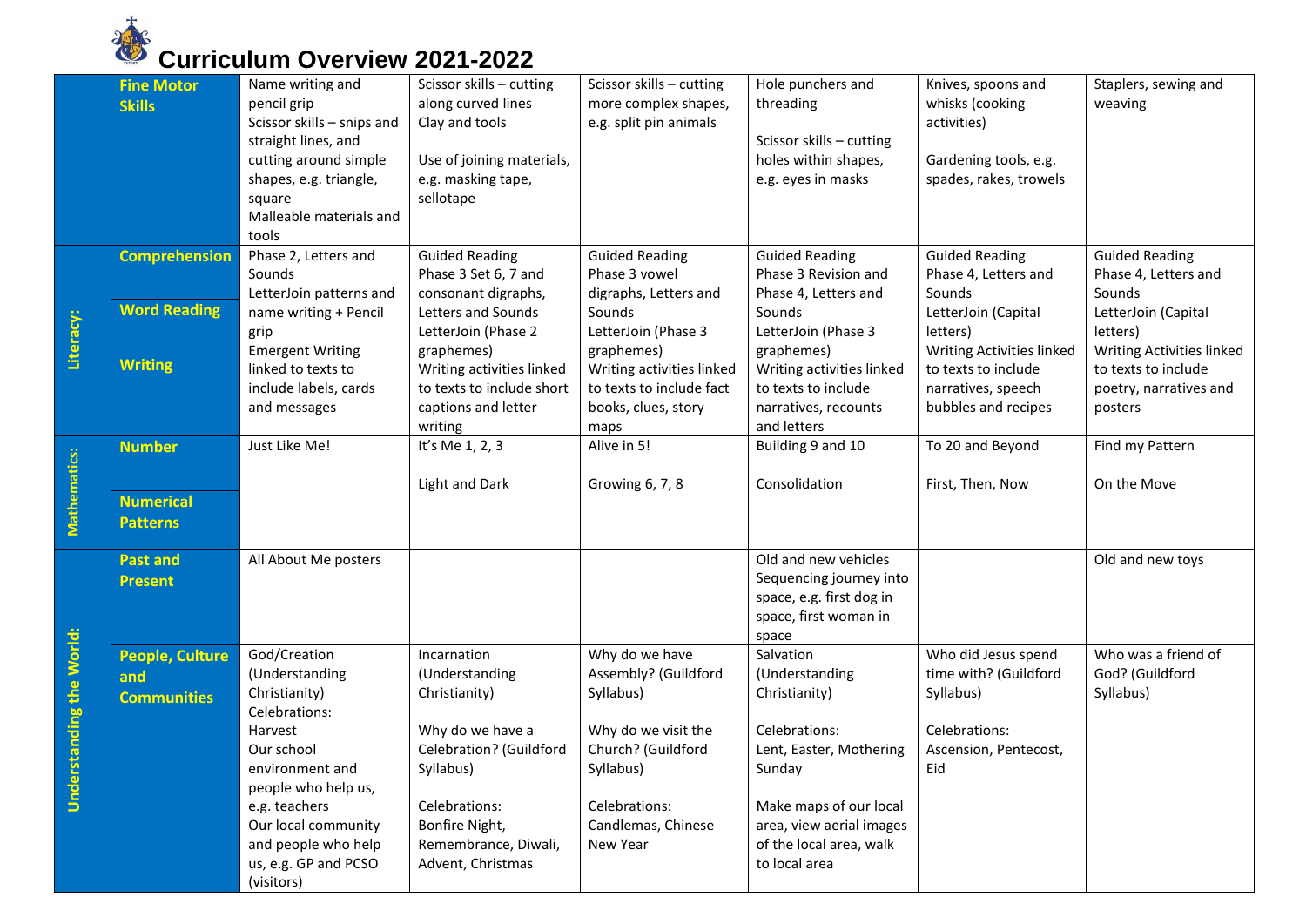# Curriculum Overview 2021-2022

| | | | | | | | |
|---|---|---|---|---|---|---|---|
| | **Fine Motor Skills** | Name writing and pencil grip<br>Scissor skills – snips and straight lines, and cutting around simple shapes, e.g. triangle, square<br>Malleable materials and tools | Scissor skills – cutting along curved lines<br>Clay and tools<br><br>Use of joining materials, e.g. masking tape, sellotape | Scissor skills – cutting more complex shapes, e.g. split pin animals | Hole punchers and threading<br><br>Scissor skills – cutting holes within shapes, e.g. eyes in masks | Knives, spoons and whisks (cooking activities)<br><br>Gardening tools, e.g. spades, rakes, trowels | Staplers, sewing and weaving |
| **Literacy:** | **Comprehension**<br>**Word Reading**<br>**Writing** | Phase 2, Letters and Sounds<br>LetterJoin patterns and name writing + Pencil grip<br>Emergent Writing linked to texts to include labels, cards and messages | Guided Reading<br>Phase 3 Set 6, 7 and consonant digraphs, Letters and Sounds<br>LetterJoin (Phase 2 graphemes)<br>Writing activities linked to texts to include short captions and letter writing | Guided Reading<br>Phase 3 vowel digraphs, Letters and Sounds<br>LetterJoin (Phase 3 graphemes)<br>Writing activities linked to texts to include fact books, clues, story maps | Guided Reading<br>Phase 3 Revision and Phase 4, Letters and Sounds<br>LetterJoin (Phase 3 graphemes)<br>Writing activities linked to texts to include narratives, recounts and letters | Guided Reading<br>Phase 4, Letters and Sounds<br>LetterJoin (Capital letters)<br>Writing Activities linked to texts to include narratives, speech bubbles and recipes | Guided Reading<br>Phase 4, Letters and Sounds<br>LetterJoin (Capital letters)<br>Writing Activities linked to texts to include poetry, narratives and posters |
| **Mathematics:** | **Number**<br>**Numerical Patterns** | Just Like Me! | It's Me 1, 2, 3<br><br>Light and Dark | Alive in 5!<br><br>Growing 6, 7, 8 | Building 9 and 10<br><br>Consolidation | To 20 and Beyond<br><br>First, Then, Now | Find my Pattern<br><br>On the Move |
| **Understanding the World:** | **Past and Present** | All About Me posters | | | Old and new vehicles<br>Sequencing journey into space, e.g. first dog in space, first woman in space | | Old and new toys |
| | **People, Culture and Communities** | God/Creation (Understanding Christianity)<br>Celebrations:<br>Harvest<br>Our school environment and people who help us, e.g. teachers<br>Our local community and people who help us, e.g. GP and PCSO (visitors) | Incarnation (Understanding Christianity)<br><br>Why do we have a Celebration? (Guildford Syllabus)<br><br>Celebrations:<br>Bonfire Night, Remembrance, Diwali, Advent, Christmas | Why do we have Assembly? (Guildford Syllabus)<br><br>Why do we visit the Church? (Guildford Syllabus)<br><br>Celebrations:<br>Candlemas, Chinese New Year | Salvation (Understanding Christianity)<br><br>Celebrations:<br>Lent, Easter, Mothering Sunday<br><br>Make maps of our local area, view aerial images of the local area, walk to local area | Who did Jesus spend time with? (Guildford Syllabus)<br><br>Celebrations:<br>Ascension, Pentecost, Eid | Who was a friend of God? (Guildford Syllabus) |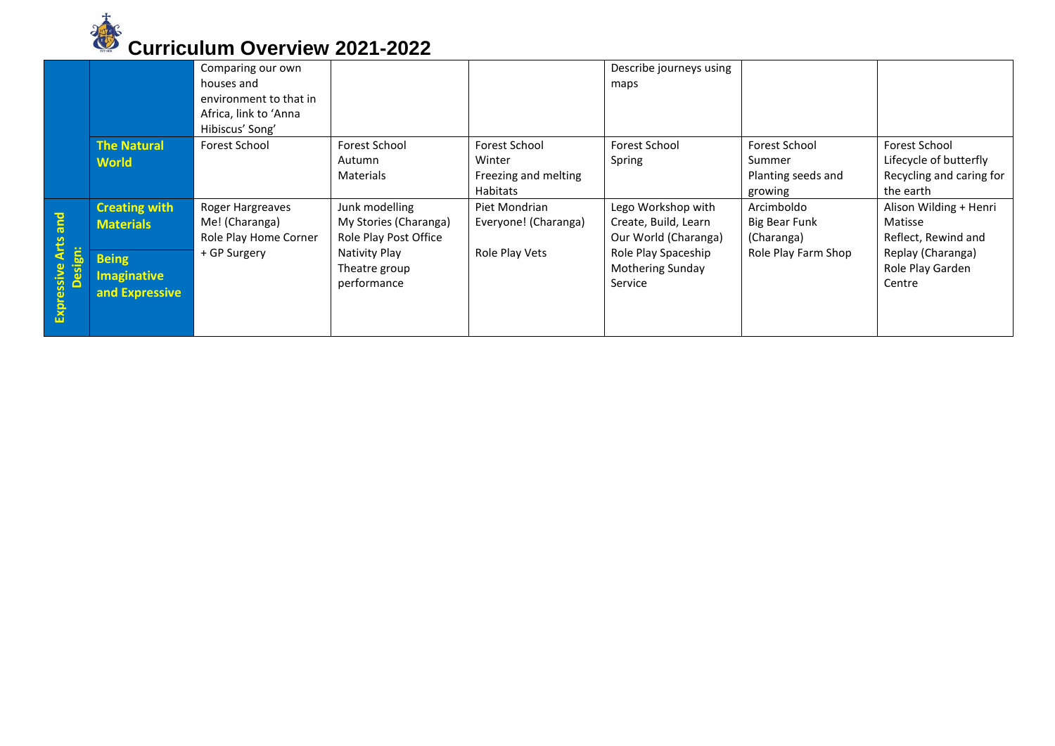# Curriculum Overview 2021-2022

| | | | | | | | |
|---|---|---|---|---|---|---|---|
| | | Comparing our own houses and environment to that in Africa, link to 'Anna Hibiscus' Song' | | | Describe journeys using maps | | |
| | **The Natural World** | Forest School | Forest School<br>Autumn<br>Materials | Forest School<br>Winter<br>Freezing and melting<br>Habitats | Forest School<br>Spring | Forest School<br>Summer<br>Planting seeds and growing | Forest School<br>Lifecycle of butterfly<br>Recycling and caring for the earth |
| **Expressive Arts and Design:** | **Creating with Materials**<br><br>**Being Imaginative and Expressive** | Roger Hargreaves<br>Me! (Charanga)<br>Role Play Home Corner + GP Surgery | Junk modelling<br>My Stories (Charanga)<br>Role Play Post Office<br>Nativity Play<br>Theatre group performance | Piet Mondrian<br>Everyone! (Charanga)<br><br>Role Play Vets | Lego Workshop with Create, Build, Learn<br>Our World (Charanga)<br>Role Play Spaceship<br>Mothering Sunday Service | Arcimboldo<br>Big Bear Funk (Charanga)<br>Role Play Farm Shop | Alison Wilding + Henri Matisse<br>Reflect, Rewind and Replay (Charanga)<br>Role Play Garden Centre |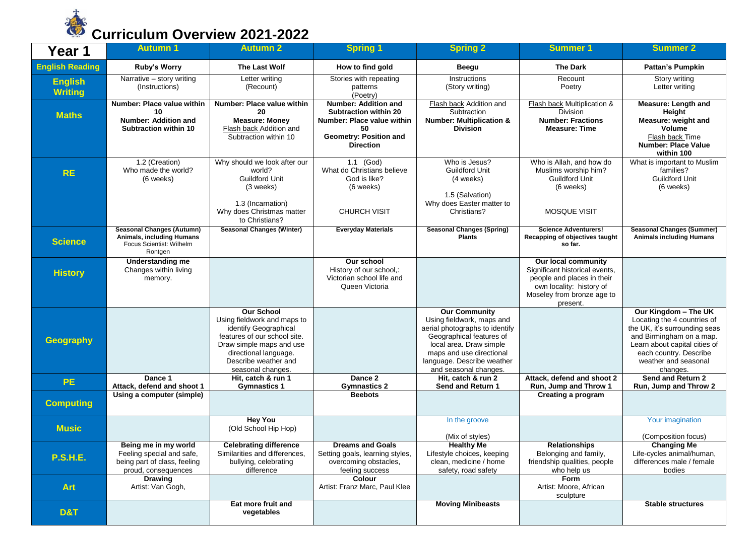# Curriculum Overview 2021-2022

| Year 1 | Autumn 1 | Autumn 2 | Spring 1 | Spring 2 | Summer 1 | Summer 2 |
|---|---|---|---|---|---|---|
| **English Reading** | **Ruby's Worry** | **The Last Wolf** | **How to find gold** | **Beegu** | **The Dark** | **Pattan's Pumpkin** |
| **English Writing** | Narrative – story writing (Instructions) | Letter writing (Recount) | Stories with repeating patterns (Poetry) | Instructions (Story writing) | Recount Poetry | Story writing Letter writing |
| **Maths** | **Number: Place value within 10** **Number: Addition and Subtraction within 10** | **Number: Place value within 20** **Measure: Money** Flash back Addition and Subtraction within 10 | **Number: Addition and Subtraction within 20** **Number: Place value within 50** **Geometry: Position and Direction** | Flash back Addition and Subtraction **Number: Multiplication & Division** | Flash back Multiplication & Division **Number: Fractions** **Measure: Time** | **Measure: Length and Height** **Measure: weight and Volume** Flash back Time **Number: Place Value within 100** |
| **RE** | 1.2 (Creation) Who made the world? (6 weeks) | Why should we look after our world? Guildford Unit (3 weeks) 1.3 (Incarnation) Why does Christmas matter to Christians? | 1.1 (God) What do Christians believe God is like? (6 weeks) CHURCH VISIT | Who is Jesus? Guildford Unit (4 weeks) 1.5 (Salvation) Why does Easter matter to Christians? | Who is Allah, and how do Muslims worship him? Guildford Unit (6 weeks) MOSQUE VISIT | What is important to Muslim families? Guildford Unit (6 weeks) |
| **Science** | **Seasonal Changes (Autumn)** **Animals, including Humans** Focus Scientist: Wilhelm Rontgen | **Seasonal Changes (Winter)** | **Everyday Materials** | **Seasonal Changes (Spring)** **Plants** | **Science Adventurers!** **Recapping of objectives taught so far.** | **Seasonal Changes (Summer)** **Animals including Humans** |
| **History** | **Understanding me** Changes within living memory. | | **Our school** History of our school,: Victorian school life and Queen Victoria | | **Our local community** Significant historical events, people and places in their own locality: history of Moseley from bronze age to present. | |
| **Geography** | | **Our School** Using fieldwork and maps to identify Geographical features of our school site. Draw simple maps and use directional language. Describe weather and seasonal changes. | | **Our Community** Using fieldwork, maps and aerial photographs to identify Geographical features of local area. Draw simple maps and use directional language. Describe weather and seasonal changes. | | **Our Kingdom – The UK** Locating the 4 countries of the UK, it's surrounding seas and Birmingham on a map. Learn about capital cities of each country. Describe weather and seasonal changes. |
| **PE** | **Dance 1** **Attack, defend and shoot 1** | **Hit, catch & run 1** **Gymnastics 1** | **Dance 2** **Gymnastics 2** | **Hit, catch & run 2** **Send and Return 1** | **Attack, defend and shoot 2** **Run, Jump and Throw 1** | **Send and Return 2** **Run, Jump and Throw 2** |
| **Computing** | **Using a computer (simple)** | | **Beebots** | | **Creating a program** | |
| **Music** | | **Hey You** (Old School Hip Hop) | | In the groove (Mix of styles) | | Your imagination (Composition focus) |
| **P.S.H.E.** | **Being me in my world** Feeling special and safe, being part of class, feeling proud, consequences | **Celebrating difference** Similarities and differences, bullying, celebrating difference | **Dreams and Goals** Setting goals, learning styles, overcoming obstacles, feeling success | **Healthy Me** Lifestyle choices, keeping clean, medicine / home safety, road safety | **Relationships** Belonging and family, friendship qualities, people who help us | **Changing Me** Life-cycles animal/human, differences male / female bodies |
| **Art** | **Drawing** Artist: Van Gogh, | | **Colour** Artist: Franz Marc, Paul Klee | | **Form** Artist: Moore, African sculpture | |
| **D&T** | | **Eat more fruit and vegetables** | | **Moving Minibeasts** | | **Stable structures** |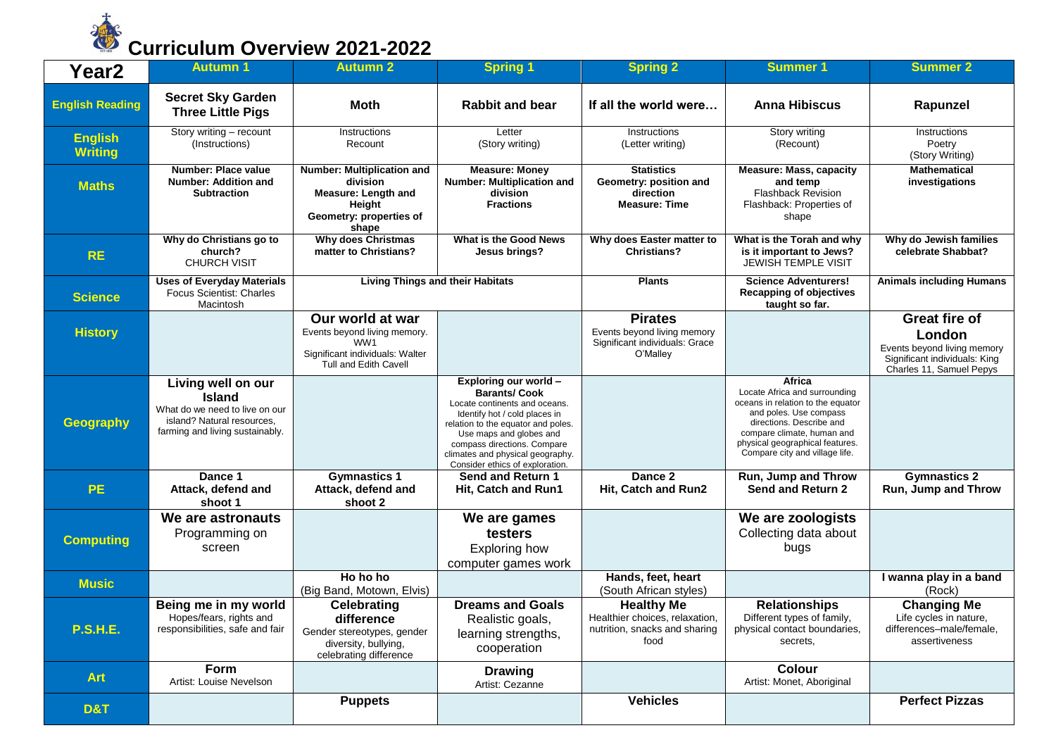# Curriculum Overview 2021-2022

| Year2 | Autumn 1 | Autumn 2 | Spring 1 | Spring 2 | Summer 1 | Summer 2 |
|---|---|---|---|---|---|---|
| **English Reading** | **Secret Sky Garden Three Little Pigs** | **Moth** | **Rabbit and bear** | **If all the world were…** | **Anna Hibiscus** | **Rapunzel** |
| **English Writing** | Story writing – recount (Instructions) | Instructions Recount | Letter (Story writing) | Instructions (Letter writing) | Story writing (Recount) | Instructions Poetry (Story Writing) |
| **Maths** | **Number: Place value** **Number: Addition and Subtraction** | **Number: Multiplication and division** **Measure: Length and Height** **Geometry: properties of shape** | **Measure: Money** **Number: Multiplication and division** **Fractions** | **Statistics** **Geometry: position and direction** **Measure: Time** | **Measure: Mass, capacity and temp** Flashback Revision Flashback: Properties of shape | **Mathematical investigations** |
| **RE** | **Why do Christians go to church?** CHURCH VISIT | **Why does Christmas matter to Christians?** | **What is the Good News Jesus brings?** | **Why does Easter matter to Christians?** | **What is the Torah and why is it important to Jews?** JEWISH TEMPLE VISIT | **Why do Jewish families celebrate Shabbat?** |
| **Science** | **Uses of Everyday Materials** Focus Scientist: Charles Macintosh | **Living Things and their Habitats** | | **Plants** | **Science Adventurers! Recapping of objectives taught so far.** | **Animals including Humans** |
| **History** | | **Our world at war** Events beyond living memory. WW1 Significant individuals: Walter Tull and Edith Cavell | | **Pirates** Events beyond living memory Significant individuals: Grace O'Malley | | **Great fire of London** Events beyond living memory Significant individuals: King Charles 11, Samuel Pepys |
| **Geography** | **Living well on our Island** What do we need to live on our island? Natural resources, farming and living sustainably. | | **Exploring our world – Barants/ Cook** Locate continents and oceans. Identify hot / cold places in relation to the equator and poles. Use maps and globes and compass directions. Compare climates and physical geography. Consider ethics of exploration. | | **Africa** Locate Africa and surrounding oceans in relation to the equator and poles. Use compass directions. Describe and compare climate, human and physical geographical features. Compare city and village life. | |
| **PE** | **Dance 1** **Attack, defend and shoot 1** | **Gymnastics 1** **Attack, defend and shoot 2** | **Send and Return 1** **Hit, Catch and Run1** | **Dance 2** **Hit, Catch and Run2** | **Run, Jump and Throw** **Send and Return 2** | **Gymnastics 2** **Run, Jump and Throw** |
| **Computing** | **We are astronauts** Programming on screen | | **We are games testers** Exploring how computer games work | | **We are zoologists** Collecting data about bugs | |
| **Music** | | **Ho ho ho** (Big Band, Motown, Elvis) | | **Hands, feet, heart** (South African styles) | | **I wanna play in a band** (Rock) |
| **P.S.H.E.** | **Being me in my world** Hopes/fears, rights and responsibilities, safe and fair | **Celebrating difference** Gender stereotypes, gender diversity, bullying, celebrating difference | **Dreams and Goals** Realistic goals, learning strengths, cooperation | **Healthy Me** Healthier choices, relaxation, nutrition, snacks and sharing food | **Relationships** Different types of family, physical contact boundaries, secrets, | **Changing Me** Life cycles in nature, differences–male/female, assertiveness |
| **Art** | **Form** Artist: Louise Nevelson | | **Drawing** Artist: Cezanne | | **Colour** Artist: Monet, Aboriginal | |
| **D&T** | | **Puppets** | | **Vehicles** | | **Perfect Pizzas** |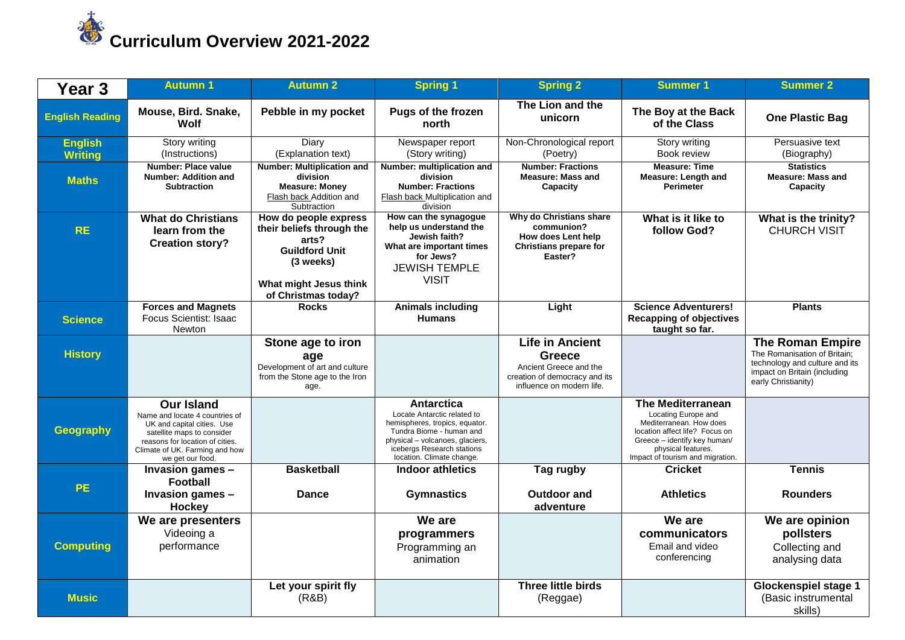# Curriculum Overview 2021-2022

| Year 3 | Autumn 1 | Autumn 2 | Spring 1 | Spring 2 | Summer 1 | Summer 2 |
|---|---|---|---|---|---|---|
| **English Reading** | **Mouse, Bird. Snake, Wolf** | **Pebble in my pocket** | **Pugs of the frozen north** | **The Lion and the unicorn** | **The Boy at the Back of the Class** | **One Plastic Bag** |
| **English Writing** | Story writing (Instructions) | Diary (Explanation text) | Newspaper report (Story writing) | Non-Chronological report (Poetry) | Story writing Book review | Persuasive text (Biography) |
| **Maths** | **Number: Place value** **Number: Addition and Subtraction** | **Number: Multiplication and division** **Measure: Money** Flash back Addition and Subtraction | **Number: multiplication and division** **Number: Fractions** Flash back Multiplication and division | **Number: Fractions** **Measure: Mass and Capacity** | **Measure: Time** **Measure: Length and Perimeter** | **Statistics** **Measure: Mass and Capacity** |
| **RE** | **What do Christians learn from the Creation story?** | **How do people express their beliefs through the arts?** **Guildford Unit (3 weeks)** **What might Jesus think of Christmas today?** | **How can the synagogue help us understand the Jewish faith?** **What are important times for Jews?** JEWISH TEMPLE VISIT | **Why do Christians share communion?** **How does Lent help Christians prepare for Easter?** | **What is it like to follow God?** | **What is the trinity?** CHURCH VISIT |
| **Science** | **Forces and Magnets** Focus Scientist: Isaac Newton | **Rocks** | **Animals including Humans** | **Light** | **Science Adventurers! Recapping of objectives taught so far.** | **Plants** |
| **History** | | **Stone age to iron age** Development of art and culture from the Stone age to the Iron age. | | **Life in Ancient Greece** Ancient Greece and the creation of democracy and its influence on modern life. | | **The Roman Empire** The Romanisation of Britain; technology and culture and its impact on Britain (including early Christianity) |
| **Geography** | **Our Island** Name and locate 4 countries of UK and capital cities. Use satellite maps to consider reasons for location of cities. Climate of UK. Farming and how we get our food. | | **Antarctica** Locate Antarctic related to hemispheres, tropics, equator. Tundra Biome - human and physical – volcanoes, glaciers, icebergs Research stations location. Climate change. | | **The Mediterranean** Locating Europe and Mediterranean. How does location affect life? Focus on Greece – identify key human/ physical features. Impact of tourism and migration. | |
| **PE** | **Invasion games – Football** **Invasion games – Hockey** | **Basketball** **Dance** | **Indoor athletics** **Gymnastics** | **Tag rugby** **Outdoor and adventure** | **Cricket** **Athletics** | **Tennis** **Rounders** |
| **Computing** | **We are presenters** Videoing a performance | | **We are programmers** Programming an animation | | **We are communicators** Email and video conferencing | **We are opinion pollsters** Collecting and analysing data |
| **Music** | | **Let your spirit fly** (R&B) | | **Three little birds** (Reggae) | | **Glockenspiel stage 1** (Basic instrumental skills) |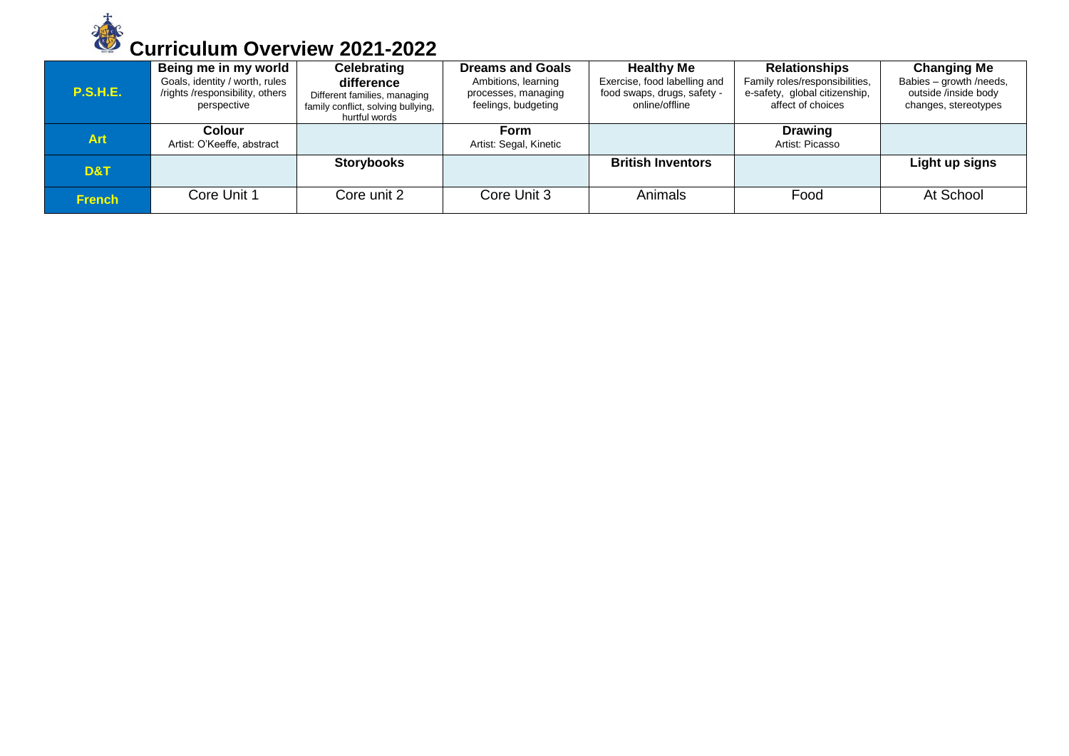# Curriculum Overview 2021-2022

| | | | | | | |
|---|---|---|---|---|---|---|
| **P.S.H.E.** | **Being me in my world** Goals, identity / worth, rules /rights /responsibility, others perspective | **Celebrating difference** Different families, managing family conflict, solving bullying, hurtful words | **Dreams and Goals** Ambitions, learning processes, managing feelings, budgeting | **Healthy Me** Exercise, food labelling and food swaps, drugs, safety - online/offline | **Relationships** Family roles/responsibilities, e-safety, global citizenship, affect of choices | **Changing Me** Babies – growth /needs, outside /inside body changes, stereotypes |
| **Art** | **Colour** Artist: O'Keeffe, abstract | | **Form** Artist: Segal, Kinetic | | **Drawing** Artist: Picasso | |
| **D&T** | | **Storybooks** | | **British Inventors** | | **Light up signs** |
| **French** | Core Unit 1 | Core unit 2 | Core Unit 3 | Animals | Food | At School |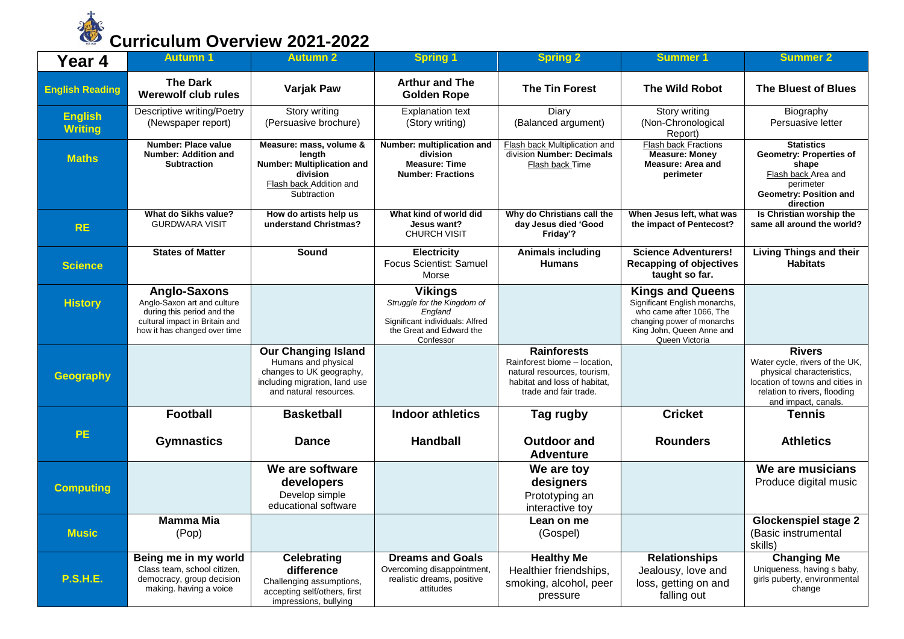# Curriculum Overview 2021-2022

| Year 4 | Autumn 1 | Autumn 2 | Spring 1 | Spring 2 | Summer 1 | Summer 2 |
|---|---|---|---|---|---|---|
| **English Reading** | **The Dark Werewolf club rules** | **Varjak Paw** | **Arthur and The Golden Rope** | **The Tin Forest** | **The Wild Robot** | **The Bluest of Blues** |
| **English Writing** | Descriptive writing/Poetry (Newspaper report) | Story writing (Persuasive brochure) | Explanation text (Story writing) | Diary (Balanced argument) | Story writing (Non-Chronological Report) | Biography Persuasive letter |
| **Maths** | **Number: Place value Number: Addition and Subtraction** | **Measure: mass, volume & length Number: Multiplication and division** Flash back Addition and Subtraction | **Number: multiplication and division Measure: Time Number: Fractions** | Flash back Multiplication and division **Number: Decimals** Flash back Time | Flash back Fractions **Measure: Money Measure: Area and perimeter** | **Statistics Geometry: Properties of shape** Flash back Area and perimeter **Geometry: Position and direction** |
| **RE** | **What do Sikhs value?** GURDWARA VISIT | **How do artists help us understand Christmas?** | **What kind of world did Jesus want?** CHURCH VISIT | **Why do Christians call the day Jesus died 'Good Friday'?** | **When Jesus left, what was the impact of Pentecost?** | **Is Christian worship the same all around the world?** |
| **Science** | **States of Matter** | **Sound** | **Electricity** Focus Scientist: Samuel Morse | **Animals including Humans** | **Science Adventurers! Recapping of objectives taught so far.** | **Living Things and their Habitats** |
| **History** | **Anglo-Saxons** Anglo-Saxon art and culture during this period and the cultural impact in Britain and how it has changed over time | | **Vikings** *Struggle for the Kingdom of England* Significant individuals: Alfred the Great and Edward the Confessor | | **Kings and Queens** Significant English monarchs, who came after 1066, The changing power of monarchs King John, Queen Anne and Queen Victoria | |
| **Geography** | | **Our Changing Island** Humans and physical changes to UK geography, including migration, land use and natural resources. | | **Rainforests** Rainforest biome – location, natural resources, tourism, habitat and loss of habitat, trade and fair trade. | | **Rivers** Water cycle, rivers of the UK, physical characteristics, location of towns and cities in relation to rivers, flooding and impact, canals. |
| **PE** | **Football** **Gymnastics** | **Basketball** **Dance** | **Indoor athletics** **Handball** | **Tag rugby** **Outdoor and Adventure** | **Cricket** **Rounders** | **Tennis** **Athletics** |
| **Computing** | | **We are software developers** Develop simple educational software | | **We are toy designers** Prototyping an interactive toy | | **We are musicians** Produce digital music |
| **Music** | **Mamma Mia** (Pop) | | | **Lean on me** (Gospel) | | **Glockenspiel stage 2** (Basic instrumental skills) |
| **P.S.H.E.** | **Being me in my world** Class team, school citizen, democracy, group decision making. having a voice | **Celebrating difference** Challenging assumptions, accepting self/others, first impressions, bullying | **Dreams and Goals** Overcoming disappointment, realistic dreams, positive attitudes | **Healthy Me** Healthier friendships, smoking, alcohol, peer pressure | **Relationships** Jealousy, love and loss, getting on and falling out | **Changing Me** Uniqueness, having s baby, girls puberty, environmental change |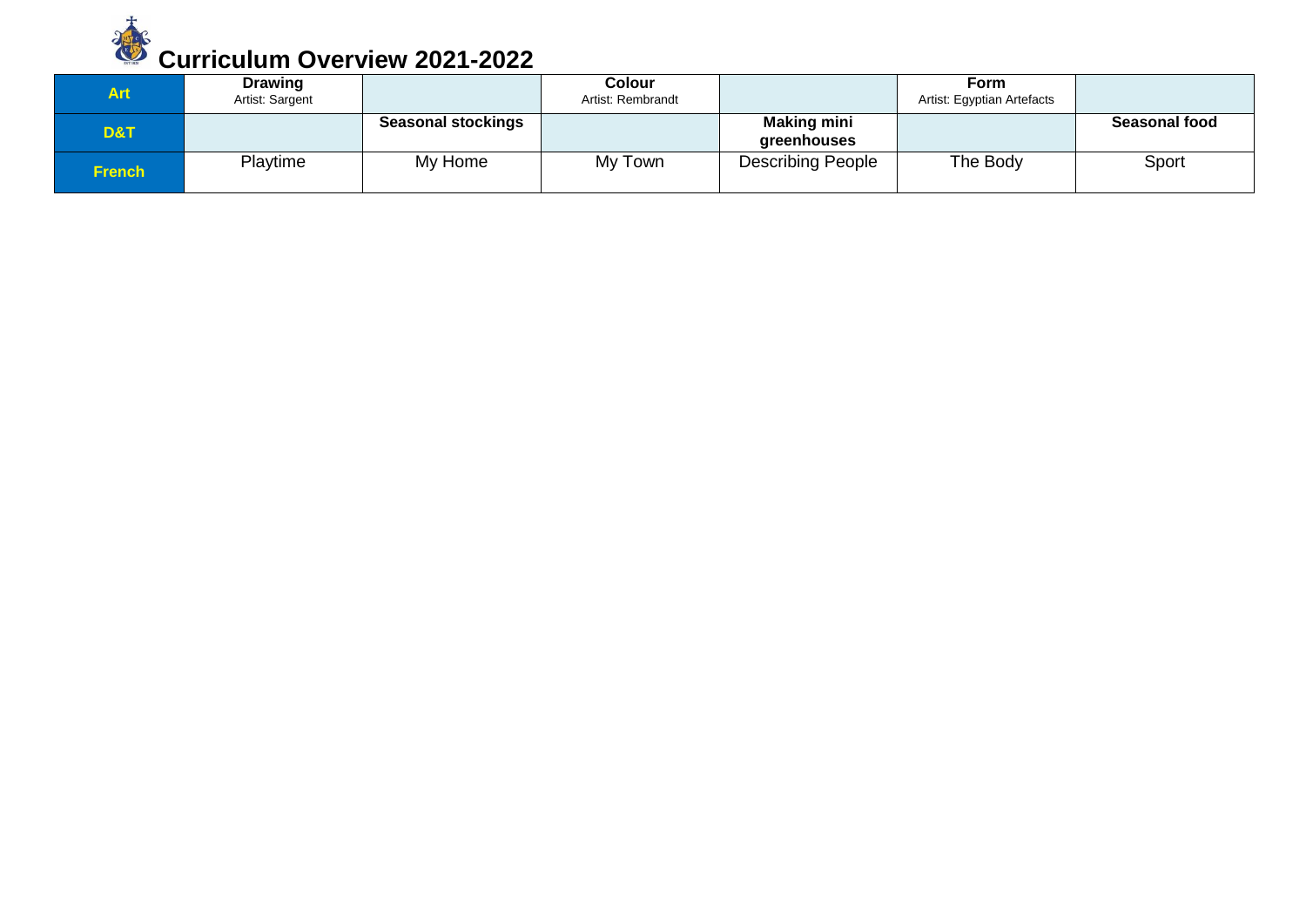# Curriculum Overview 2021-2022

| | | | | | | |
|---|---|---|---|---|---|---|
| **Art** | **Drawing** Artist: Sargent | | **Colour** Artist: Rembrandt | | **Form** Artist: Egyptian Artefacts | |
| **D&T** | | **Seasonal stockings** | | **Making mini greenhouses** | | **Seasonal food** |
| **French** | Playtime | My Home | My Town | Describing People | The Body | Sport |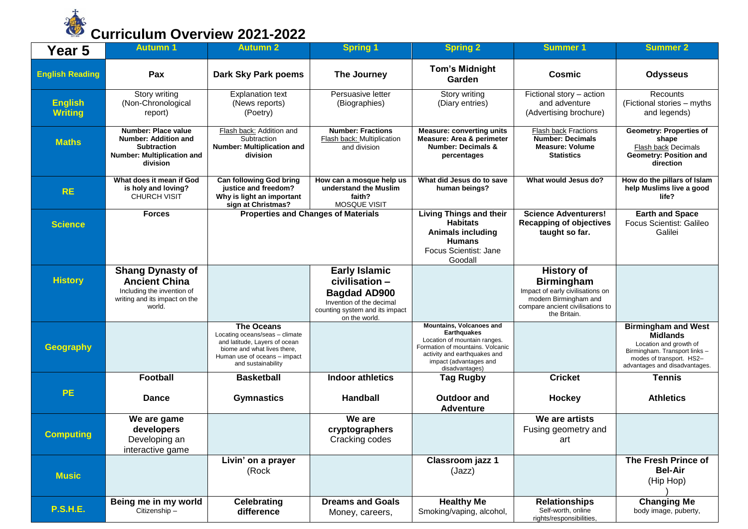# Curriculum Overview 2021-2022

| Year 5 | Autumn 1 | Autumn 2 | Spring 1 | Spring 2 | Summer 1 | Summer 2 |
|---|---|---|---|---|---|---|
| **English Reading** | **Pax** | **Dark Sky Park poems** | **The Journey** | **Tom's Midnight Garden** | **Cosmic** | **Odysseus** |
| **English Writing** | Story writing (Non-Chronological report) | Explanation text (News reports) (Poetry) | Persuasive letter (Biographies) | Story writing (Diary entries) | Fictional story – action and adventure (Advertising brochure) | Recounts (Fictional stories – myths and legends) |
| **Maths** | **Number: Place value** **Number: Addition and Subtraction** **Number: Multiplication and division** | Flash back: Addition and Subtraction **Number: Multiplication and division** | **Number: Fractions** Flash back: Multiplication and division | **Measure: converting units** **Measure: Area & perimeter** **Number: Decimals & percentages** | Flash back Fractions **Number: Decimals** **Measure: Volume** **Statistics** | **Geometry: Properties of shape** Flash back Decimals **Geometry: Position and direction** |
| **RE** | **What does it mean if God is holy and loving?** CHURCH VISIT | **Can following God bring justice and freedom?** **Why is light an important sign at Christmas?** | **How can a mosque help us understand the Muslim faith?** MOSQUE VISIT | **What did Jesus do to save human beings?** | **What would Jesus do?** | **How do the pillars of Islam help Muslims live a good life?** |
| **Science** | **Forces** | **Properties and Changes of Materials** | | **Living Things and their Habitats** **Animals including Humans** Focus Scientist: Jane Goodall | **Science Adventurers! Recapping of objectives taught so far.** | **Earth and Space** Focus Scientist: Galileo Galilei |
| **History** | **Shang Dynasty of Ancient China** Including the invention of writing and its impact on the world. | | **Early Islamic civilisation – Bagdad AD900** Invention of the decimal counting system and its impact on the world. | | **History of Birmingham** Impact of early civilisations on modern Birmingham and compare ancient civilisations to the Britain. | |
| **Geography** | | **The Oceans** Locating oceans/seas – climate and latitude, Layers of ocean biome and what lives there, Human use of oceans – impact and sustainability | | **Mountains, Volcanoes and Earthquakes** Location of mountain ranges. Formation of mountains. Volcanic activity and earthquakes and impact (advantages and disadvantages) | | **Birmingham and West Midlands** Location and growth of Birmingham. Transport links – modes of transport. HS2– advantages and disadvantages. |
| **PE** | **Football** **Dance** | **Basketball** **Gymnastics** | **Indoor athletics** **Handball** | **Tag Rugby** **Outdoor and Adventure** | **Cricket** **Hockey** | **Tennis** **Athletics** |
| **Computing** | **We are game developers** Developing an interactive game | | **We are cryptographers** Cracking codes | | **We are artists** Fusing geometry and art | |
| **Music** | | **Livin' on a prayer** (Rock | | **Classroom jazz 1** (Jazz) | | **The Fresh Prince of Bel-Air** (Hip Hop) ) |
| **P.S.H.E.** | **Being me in my world** Citizenship – | **Celebrating difference** | **Dreams and Goals** Money, careers, | **Healthy Me** Smoking/vaping, alcohol, | **Relationships** Self-worth, online rights/responsibilities, | **Changing Me** body image, puberty, |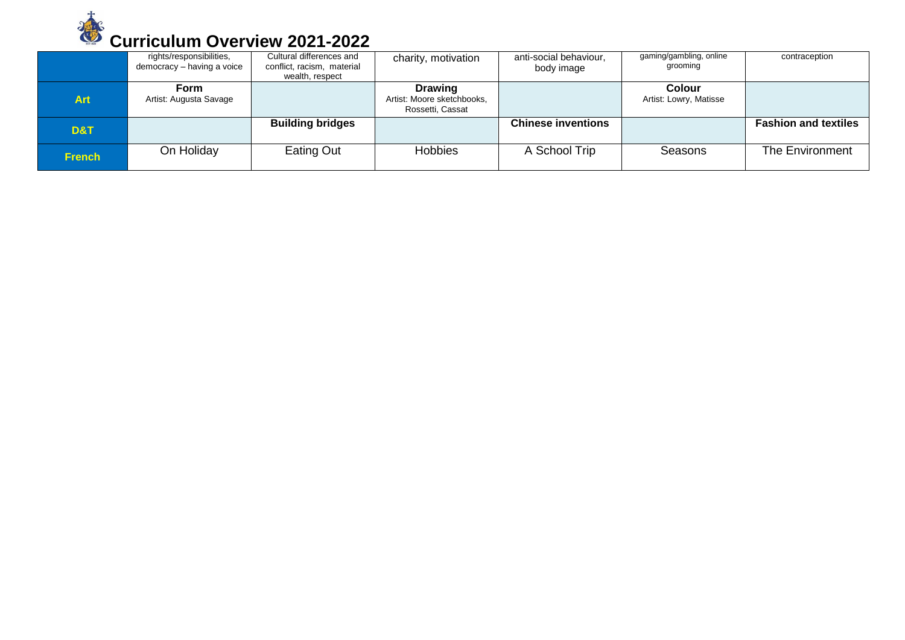# Curriculum Overview 2021-2022

| | | | | | | |
|---|---|---|---|---|---|---|
| | rights/responsibilities, democracy – having a voice | Cultural differences and conflict, racism, material wealth, respect | charity, motivation | anti-social behaviour, body image | gaming/gambling, online grooming | contraception |
| **Art** | **Form** Artist: Augusta Savage | | **Drawing** Artist: Moore sketchbooks, Rossetti, Cassat | | **Colour** Artist: Lowry, Matisse | |
| **D&T** | | **Building bridges** | | **Chinese inventions** | | **Fashion and textiles** |
| **French** | On Holiday | Eating Out | Hobbies | A School Trip | Seasons | The Environment |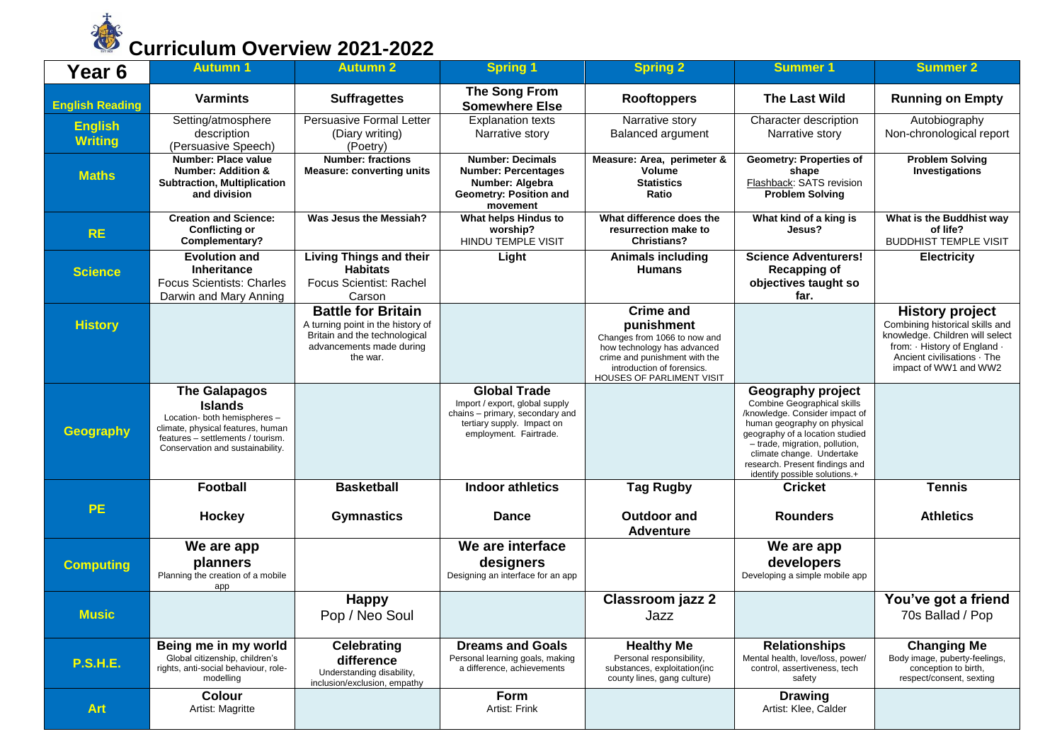# Curriculum Overview 2021-2022

| Year 6 | Autumn 1 | Autumn 2 | Spring 1 | Spring 2 | Summer 1 | Summer 2 |
|---|---|---|---|---|---|---|
| **English Reading** | **Varmints** | **Suffragettes** | **The Song From Somewhere Else** | **Rooftoppers** | **The Last Wild** | **Running on Empty** |
| **English Writing** | Setting/atmosphere description (Persuasive Speech) | Persuasive Formal Letter (Diary writing) (Poetry) | Explanation texts Narrative story | Narrative story Balanced argument | Character description Narrative story | Autobiography Non-chronological report |
| **Maths** | **Number: Place value Number: Addition & Subtraction, Multiplication and division** | **Number: fractions Measure: converting units** | **Number: Decimals Number: Percentages Number: Algebra Geometry: Position and movement** | **Measure: Area, perimeter & Volume Statistics Ratio** | **Geometry: Properties of shape** Flashback: SATS revision **Problem Solving** | **Problem Solving Investigations** |
| **RE** | **Creation and Science: Conflicting or Complementary?** | **Was Jesus the Messiah?** | **What helps Hindus to worship?** HINDU TEMPLE VISIT | **What difference does the resurrection make to Christians?** | **What kind of a king is Jesus?** | **What is the Buddhist way of life?** BUDDHIST TEMPLE VISIT |
| **Science** | **Evolution and Inheritance** Focus Scientists: Charles Darwin and Mary Anning | **Living Things and their Habitats** Focus Scientist: Rachel Carson | **Light** | **Animals including Humans** | **Science Adventurers! Recapping of objectives taught so far.** | **Electricity** |
| **History** | | **Battle for Britain** A turning point in the history of Britain and the technological advancements made during the war. | | **Crime and punishment** Changes from 1066 to now and how technology has advanced crime and punishment with the introduction of forensics. HOUSES OF PARLIMENT VISIT | | **History project** Combining historical skills and knowledge. Children will select from: · History of England · Ancient civilisations · The impact of WW1 and WW2 |
| **Geography** | **The Galapagos Islands** Location- both hemispheres – climate, physical features, human features – settlements / tourism. Conservation and sustainability. | | **Global Trade** Import / export, global supply chains – primary, secondary and tertiary supply. Impact on employment. Fairtrade. | | **Geography project** Combine Geographical skills /knowledge. Consider impact of human geography on physical geography of a location studied – trade, migration, pollution, climate change. Undertake research. Present findings and identify possible solutions.+ | |
| **PE** | **Football** **Hockey** | **Basketball** **Gymnastics** | **Indoor athletics** **Dance** | **Tag Rugby** **Outdoor and Adventure** | **Cricket** **Rounders** | **Tennis** **Athletics** |
| **Computing** | **We are app planners** Planning the creation of a mobile app | | **We are interface designers** Designing an interface for an app | | **We are app developers** Developing a simple mobile app | |
| **Music** | | **Happy** Pop / Neo Soul | | **Classroom jazz 2** Jazz | | **You've got a friend** 70s Ballad / Pop |
| **P.S.H.E.** | **Being me in my world** Global citizenship, children's rights, anti-social behaviour, role-modelling | **Celebrating difference** Understanding disability, inclusion/exclusion, empathy | **Dreams and Goals** Personal learning goals, making a difference, achievements | **Healthy Me** Personal responsibility, substances, exploitation(inc county lines, gang culture) | **Relationships** Mental health, love/loss, power/ control, assertiveness, tech safety | **Changing Me** Body image, puberty-feelings, conception to birth, respect/consent, sexting |
| **Art** | **Colour** Artist: Magritte | | **Form** Artist: Frink | | **Drawing** Artist: Klee, Calder | |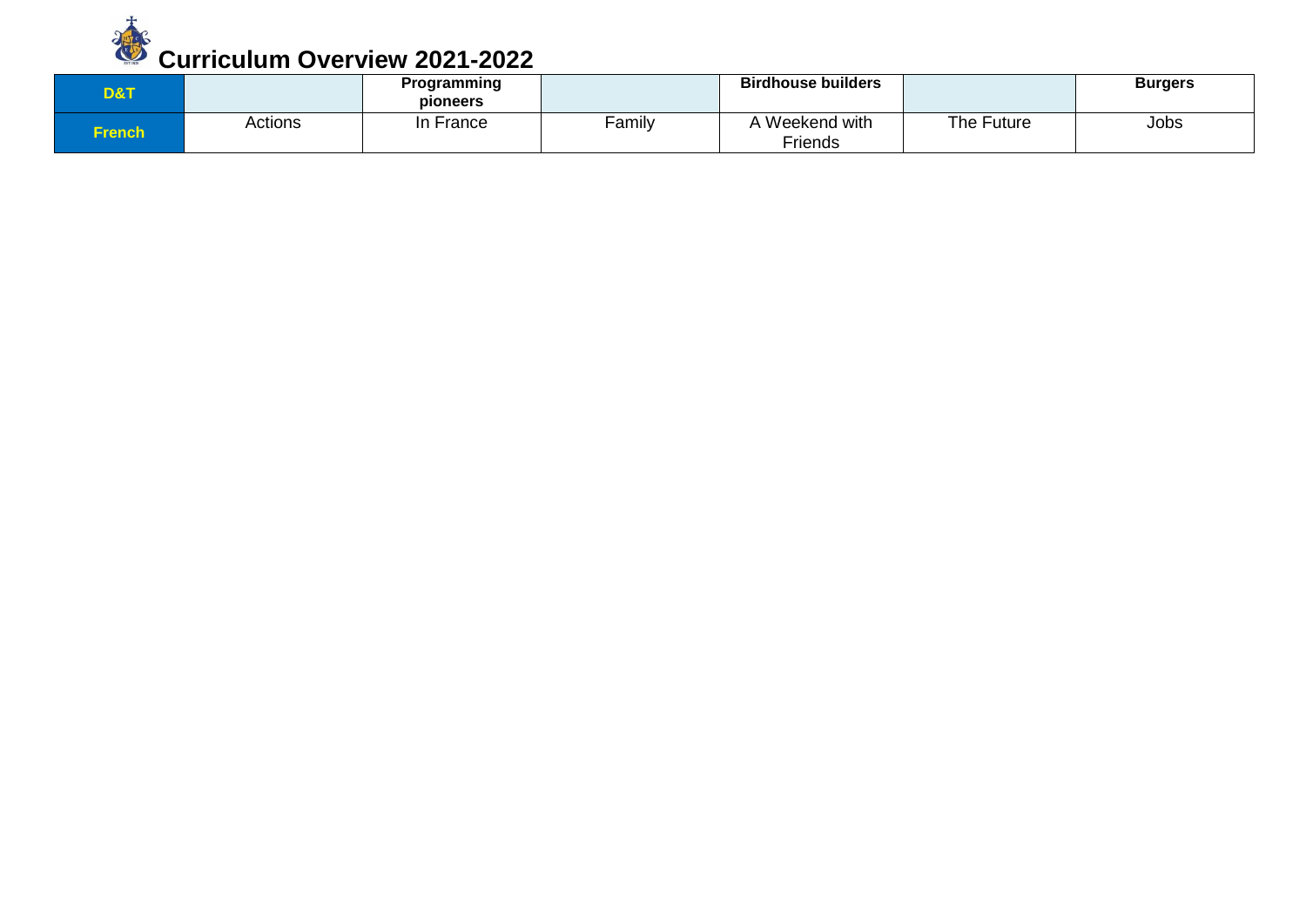# Curriculum Overview 2021-2022

| | | | | | | |
|---|---|---|---|---|---|---|
| **D&T** | | **Programming pioneers** | | **Birdhouse builders** | | **Burgers** |
| **French** | Actions | In France | Family | A Weekend with Friends | The Future | Jobs |